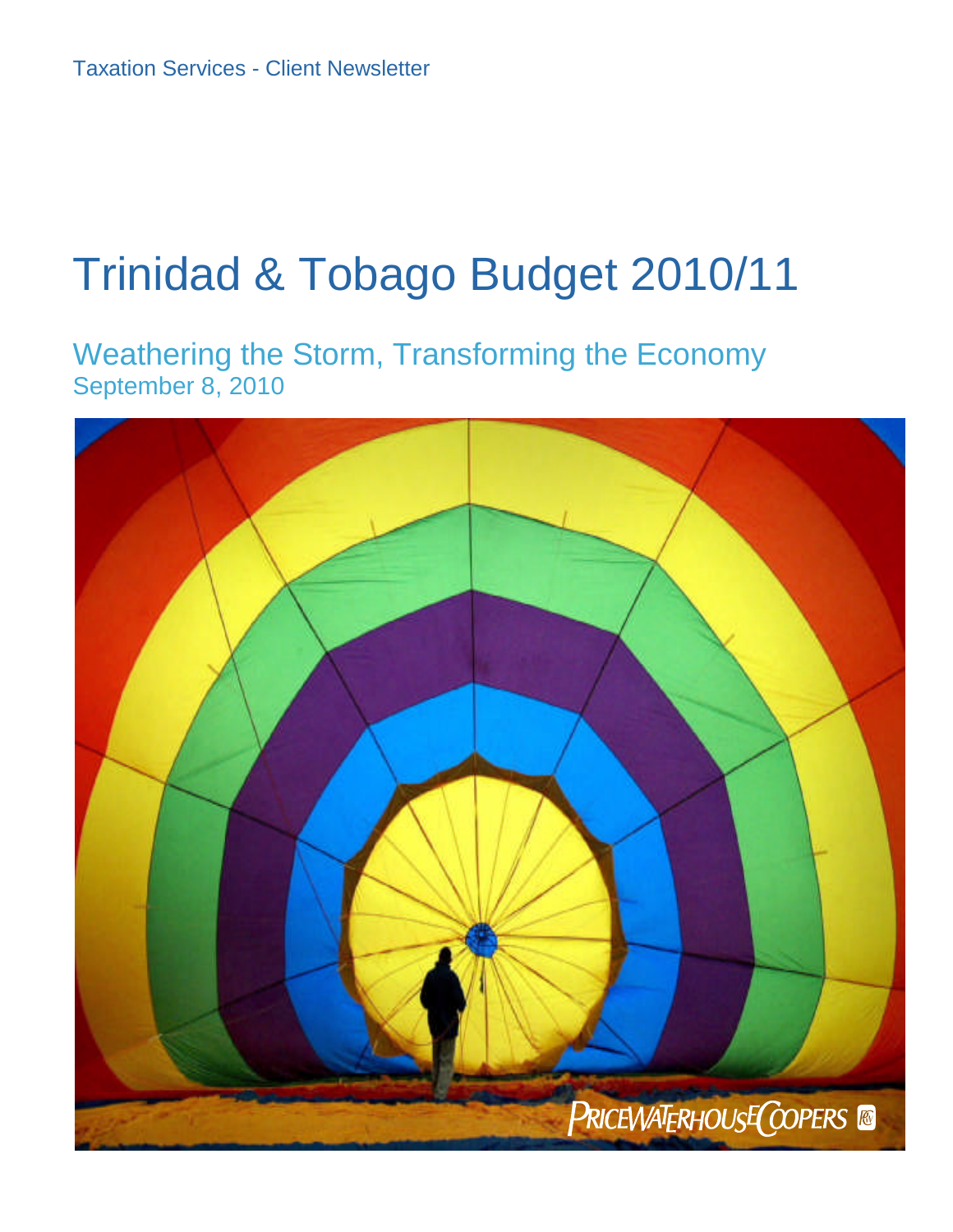Taxation Services - Client Newsletter

# Trinidad & Tobago Budget 2010/11

## Weathering the Storm, Transforming the Economy

September 8, 2010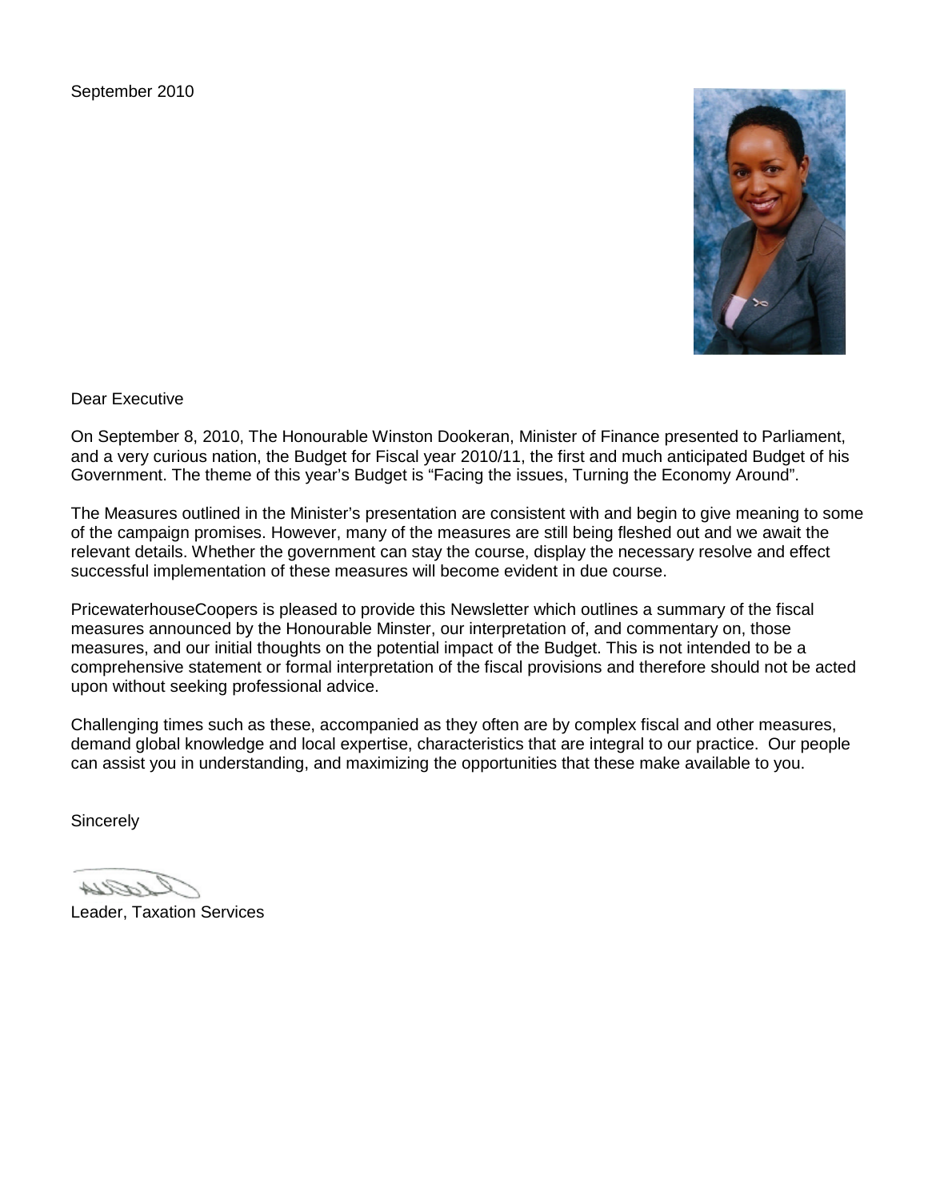September 2010

Dear Executive

On September 8, 2010, The Honourable Winston Dookeran, Minister of Finance presented to Parliament, and a very curious nation, the Budget for Fiscal year 2010/11, the first and much anticipated Budget of his Government. The theme of this year's Budget is "Facing the issues, Turning the Economy Around".

The Measures outlined in the Minister's presentation are consistent with and begin to give meaning to some of the campaign promises. However, many of the measures are still being fleshed out and we await the relevant details. Whether the government can stay the course, display the necessary resolve and effect successful implementation of these measures will become evident in due course.

PricewaterhouseCoopers is pleased to provide this Newsletter which outlines a summary of the fiscal measures announced by the Honourable Minster, our interpretation of, and commentary on, those measures, and our initial thoughts on the potential impact of the Budget. This is not intended to be a comprehensive statement or formal interpretation of the fiscal provisions and therefore should not be acted upon without seeking professional advice.

Challenging times such as these, accompanied as they often are by complex fiscal and other measures, demand global knowledge and local expertise, characteristics that are integral to our practice. Our people can assist you in understanding, and maximizing the opportunities that these make available to you.

Sincerely

Leader, Taxation Services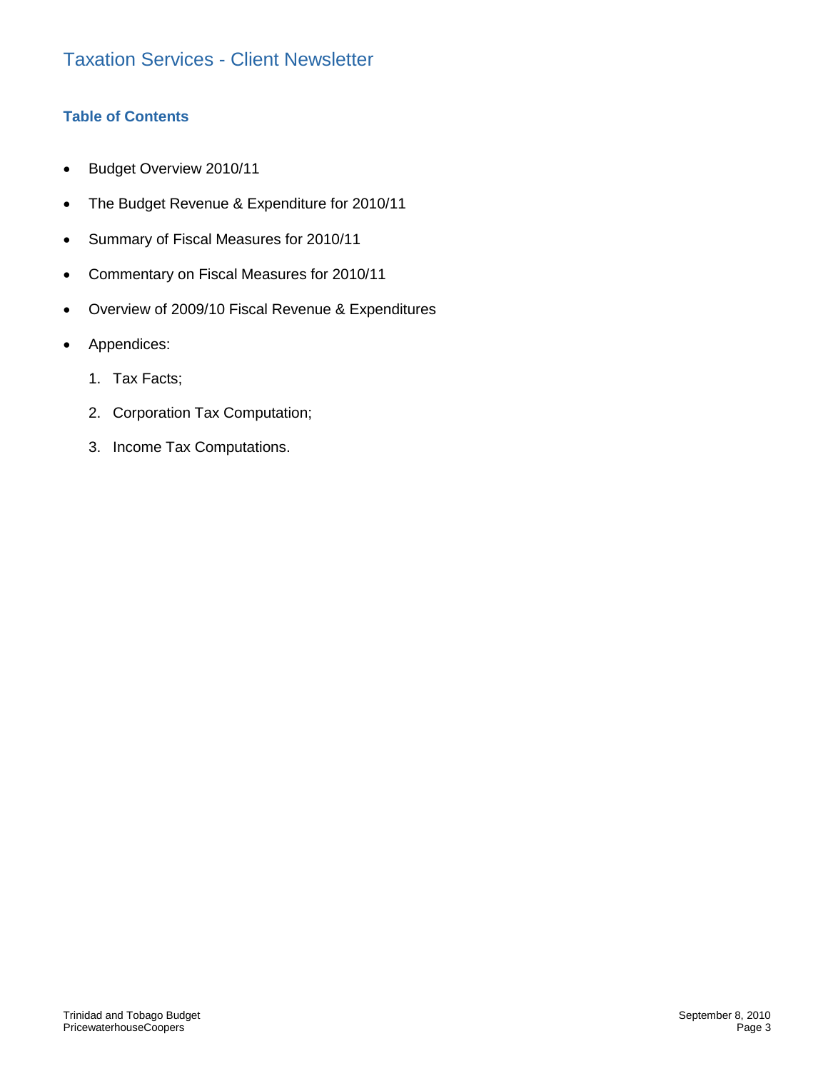# Taxation Services - Client Newsletter

## Table of Contents

- Budget Overview 2010/11
- The Budget Revenue & Expenditure for 2010/11
- Summary of Fiscal Measures for 2010/11
- Commentary on Fiscal Measures for 2010/11
- Overview of 2009/10 Fiscal Revenue & Expenditures
- Appendices:
  1. Tax Facts;
  2. Corporation Tax Computation;
  3. Income Tax Computations.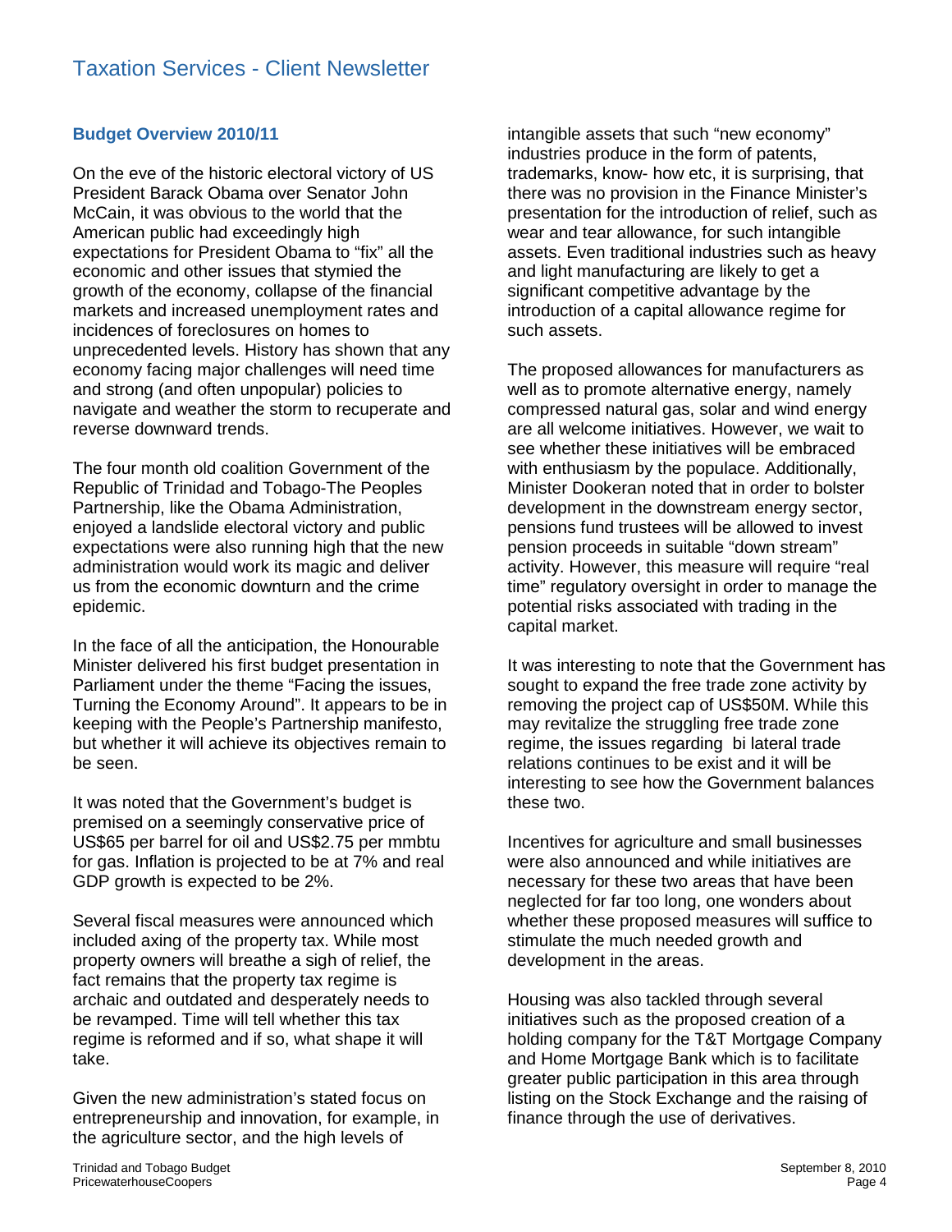## Budget Overview 2010/11

On the eve of the historic electoral victory of US President Barack Obama over Senator John McCain, it was obvious to the world that the American public had exceedingly high expectations for President Obama to "fix" all the economic and other issues that stymied the growth of the economy, collapse of the financial markets and increased unemployment rates and incidences of foreclosures on homes to unprecedented levels. History has shown that any economy facing major challenges will need time and strong (and often unpopular) policies to navigate and weather the storm to recuperate and reverse downward trends.

The four month old coalition Government of the Republic of Trinidad and Tobago-The Peoples Partnership, like the Obama Administration, enjoyed a landslide electoral victory and public expectations were also running high that the new administration would work its magic and deliver us from the economic downturn and the crime epidemic.

In the face of all the anticipation, the Honourable Minister delivered his first budget presentation in Parliament under the theme "Facing the issues, Turning the Economy Around". It appears to be in keeping with the People's Partnership manifesto, but whether it will achieve its objectives remain to be seen.

It was noted that the Government's budget is premised on a seemingly conservative price of US$65 per barrel for oil and US$2.75 per mmbtu for gas. Inflation is projected to be at 7% and real GDP growth is expected to be 2%.

Several fiscal measures were announced which included axing of the property tax. While most property owners will breathe a sigh of relief, the fact remains that the property tax regime is archaic and outdated and desperately needs to be revamped. Time will tell whether this tax regime is reformed and if so, what shape it will take.

Given the new administration's stated focus on entrepreneurship and innovation, for example, in the agriculture sector, and the high levels of intangible assets that such "new economy" industries produce in the form of patents, trademarks, know- how etc, it is surprising, that there was no provision in the Finance Minister's presentation for the introduction of relief, such as wear and tear allowance, for such intangible assets. Even traditional industries such as heavy and light manufacturing are likely to get a significant competitive advantage by the introduction of a capital allowance regime for such assets.

The proposed allowances for manufacturers as well as to promote alternative energy, namely compressed natural gas, solar and wind energy are all welcome initiatives. However, we wait to see whether these initiatives will be embraced with enthusiasm by the populace. Additionally, Minister Dookeran noted that in order to bolster development in the downstream energy sector, pensions fund trustees will be allowed to invest pension proceeds in suitable "down stream" activity. However, this measure will require "real time" regulatory oversight in order to manage the potential risks associated with trading in the capital market.

It was interesting to note that the Government has sought to expand the free trade zone activity by removing the project cap of US$50M. While this may revitalize the struggling free trade zone regime, the issues regarding bi lateral trade relations continues to be exist and it will be interesting to see how the Government balances these two.

Incentives for agriculture and small businesses were also announced and while initiatives are necessary for these two areas that have been neglected for far too long, one wonders about whether these proposed measures will suffice to stimulate the much needed growth and development in the areas.

Housing was also tackled through several initiatives such as the proposed creation of a holding company for the T&T Mortgage Company and Home Mortgage Bank which is to facilitate greater public participation in this area through listing on the Stock Exchange and the raising of finance through the use of derivatives.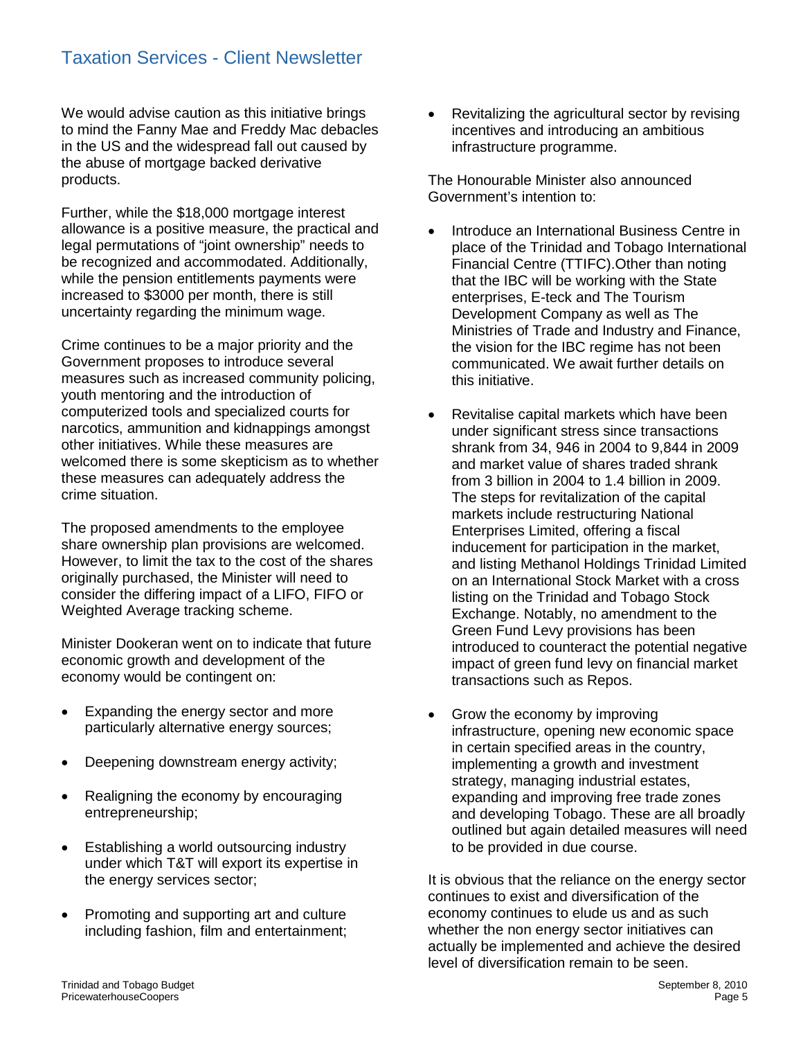We would advise caution as this initiative brings to mind the Fanny Mae and Freddy Mac debacles in the US and the widespread fall out caused by the abuse of mortgage backed derivative products.

Further, while the $18,000 mortgage interest allowance is a positive measure, the practical and legal permutations of "joint ownership" needs to be recognized and accommodated. Additionally, while the pension entitlements payments were increased to $3000 per month, there is still uncertainty regarding the minimum wage.

Crime continues to be a major priority and the Government proposes to introduce several measures such as increased community policing, youth mentoring and the introduction of computerized tools and specialized courts for narcotics, ammunition and kidnappings amongst other initiatives. While these measures are welcomed there is some skepticism as to whether these measures can adequately address the crime situation.

The proposed amendments to the employee share ownership plan provisions are welcomed. However, to limit the tax to the cost of the shares originally purchased, the Minister will need to consider the differing impact of a LIFO, FIFO or Weighted Average tracking scheme.

Minister Dookeran went on to indicate that future economic growth and development of the economy would be contingent on:

- Expanding the energy sector and more particularly alternative energy sources;
- Deepening downstream energy activity;
- Realigning the economy by encouraging entrepreneurship;
- Establishing a world outsourcing industry under which T&T will export its expertise in the energy services sector;
- Promoting and supporting art and culture including fashion, film and entertainment;
- Revitalizing the agricultural sector by revising incentives and introducing an ambitious infrastructure programme.

The Honourable Minister also announced Government's intention to:

- Introduce an International Business Centre in place of the Trinidad and Tobago International Financial Centre (TTIFC).Other than noting that the IBC will be working with the State enterprises, E-teck and The Tourism Development Company as well as The Ministries of Trade and Industry and Finance, the vision for the IBC regime has not been communicated. We await further details on this initiative.
- Revitalise capital markets which have been under significant stress since transactions shrank from 34, 946 in 2004 to 9,844 in 2009 and market value of shares traded shrank from 3 billion in 2004 to 1.4 billion in 2009. The steps for revitalization of the capital markets include restructuring National Enterprises Limited, offering a fiscal inducement for participation in the market, and listing Methanol Holdings Trinidad Limited on an International Stock Market with a cross listing on the Trinidad and Tobago Stock Exchange. Notably, no amendment to the Green Fund Levy provisions has been introduced to counteract the potential negative impact of green fund levy on financial market transactions such as Repos.
- Grow the economy by improving infrastructure, opening new economic space in certain specified areas in the country, implementing a growth and investment strategy, managing industrial estates, expanding and improving free trade zones and developing Tobago. These are all broadly outlined but again detailed measures will need to be provided in due course.

It is obvious that the reliance on the energy sector continues to exist and diversification of the economy continues to elude us and as such whether the non energy sector initiatives can actually be implemented and achieve the desired level of diversification remain to be seen.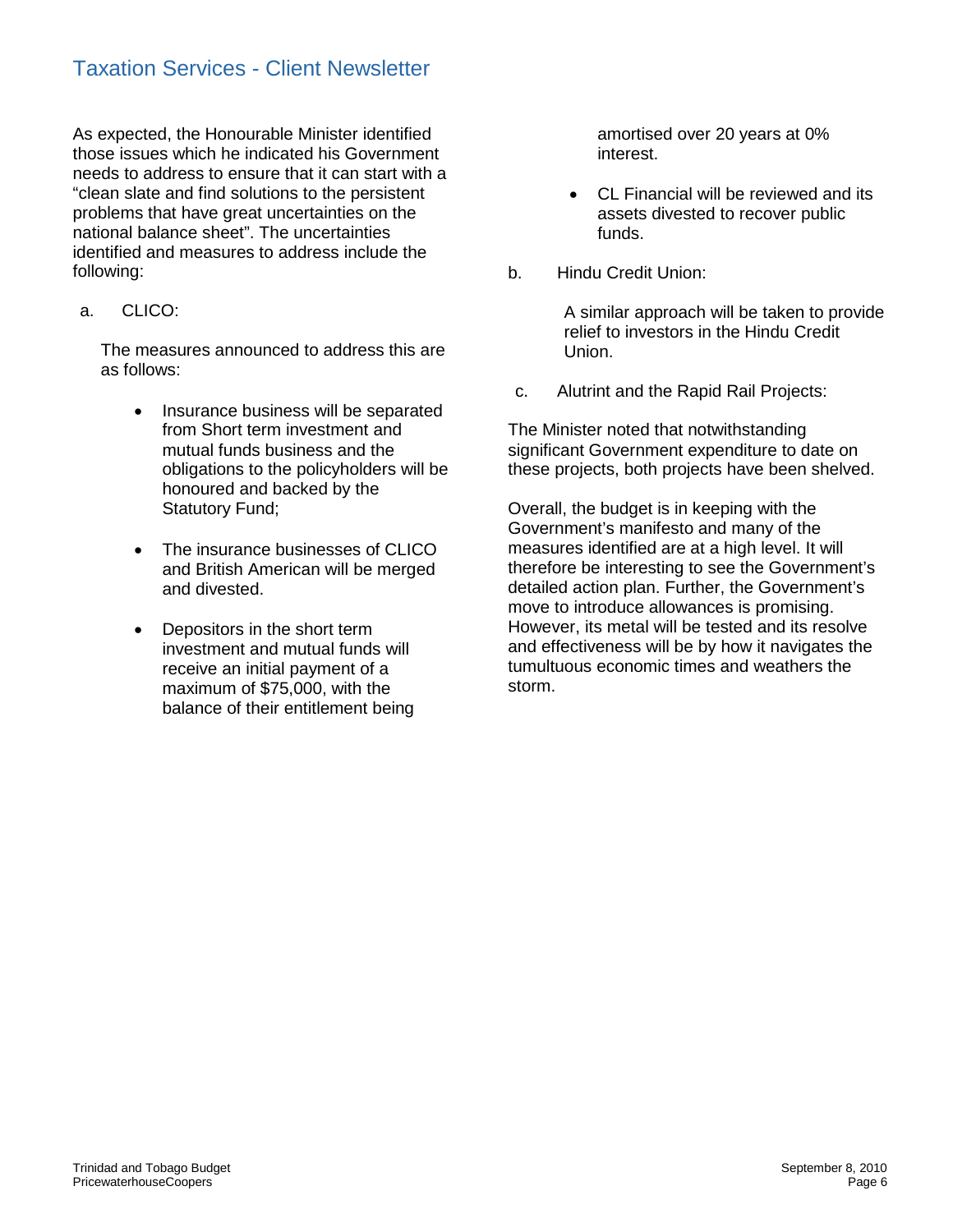As expected, the Honourable Minister identified those issues which he indicated his Government needs to address to ensure that it can start with a "clean slate and find solutions to the persistent problems that have great uncertainties on the national balance sheet". The uncertainties identified and measures to address include the following:

a. CLICO:

The measures announced to address this are as follows:

- Insurance business will be separated from Short term investment and mutual funds business and the obligations to the policyholders will be honoured and backed by the Statutory Fund;
- The insurance businesses of CLICO and British American will be merged and divested.
- Depositors in the short term investment and mutual funds will receive an initial payment of a maximum of $75,000, with the balance of their entitlement being amortised over 20 years at 0% interest.
- CL Financial will be reviewed and its assets divested to recover public funds.

b. Hindu Credit Union:

A similar approach will be taken to provide relief to investors in the Hindu Credit Union.

c. Alutrint and the Rapid Rail Projects:

The Minister noted that notwithstanding significant Government expenditure to date on these projects, both projects have been shelved.

Overall, the budget is in keeping with the Government's manifesto and many of the measures identified are at a high level. It will therefore be interesting to see the Government's detailed action plan. Further, the Government's move to introduce allowances is promising. However, its metal will be tested and its resolve and effectiveness will be by how it navigates the tumultuous economic times and weathers the storm.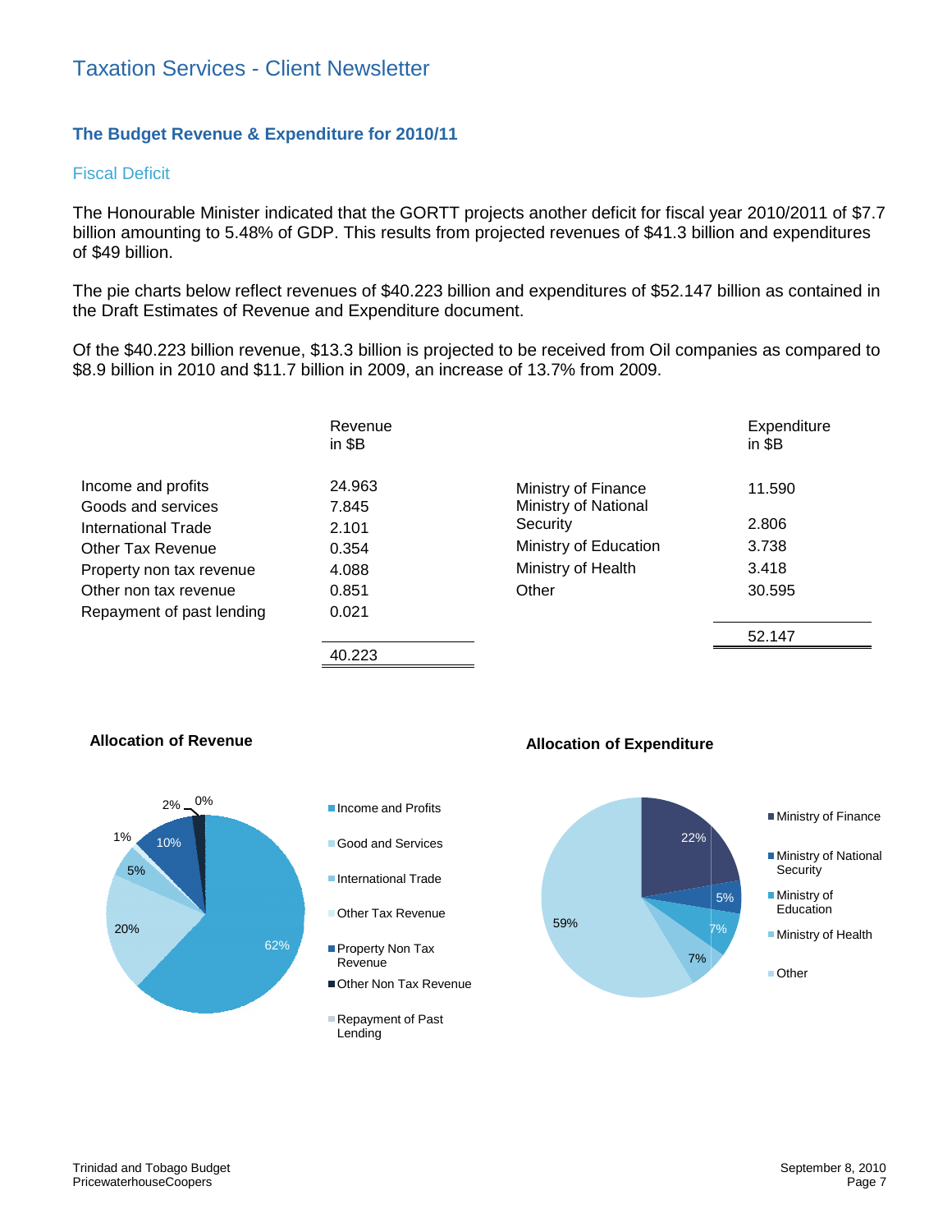## The Budget Revenue & Expenditure for 2010/11

### Fiscal Deficit

The Honourable Minister indicated that the GORTT projects another deficit for fiscal year 2010/2011 of $7.7 billion amounting to 5.48% of GDP. This results from projected revenues of $41.3 billion and expenditures of $49 billion.

The pie charts below reflect revenues of $40.223 billion and expenditures of $52.147 billion as contained in the Draft Estimates of Revenue and Expenditure document.

Of the $40.223 billion revenue, $13.3 billion is projected to be received from Oil companies as compared to $8.9 billion in 2010 and $11.7 billion in 2009, an increase of 13.7% from 2009.

| | Revenue in $B |
|---|---|
| Income and profits | 24.963 |
| Goods and services | 7.845 |
| International Trade | 2.101 |
| Other Tax Revenue | 0.354 |
| Property non tax revenue | 4.088 |
| Other non tax revenue | 0.851 |
| Repayment of past lending | 0.021 |
| | 40.223 |

| | Expenditure in $B |
|---|---|
| Ministry of Finance | 11.590 |
| Ministry of National Security | 2.806 |
| Ministry of Education | 3.738 |
| Ministry of Health | 3.418 |
| Other | 30.595 |
| | 52.147 |

**Allocation of Revenue**

| Category | % |
|---|---|
| Income and Profits | 62% |
| Good and Services | 20% |
| International Trade | 5% |
| Other Tax Revenue | 1% |
| Property Non Tax Revenue | 10% |
| Other Non Tax Revenue | 2% |
| Repayment of Past Lending | 0% |

**Allocation of Expenditure**

| Category | % |
|---|---|
| Ministry of Finance | 22% |
| Ministry of National Security | 5% |
| Ministry of Education | 7% |
| Ministry of Health | 7% |
| Other | 59% |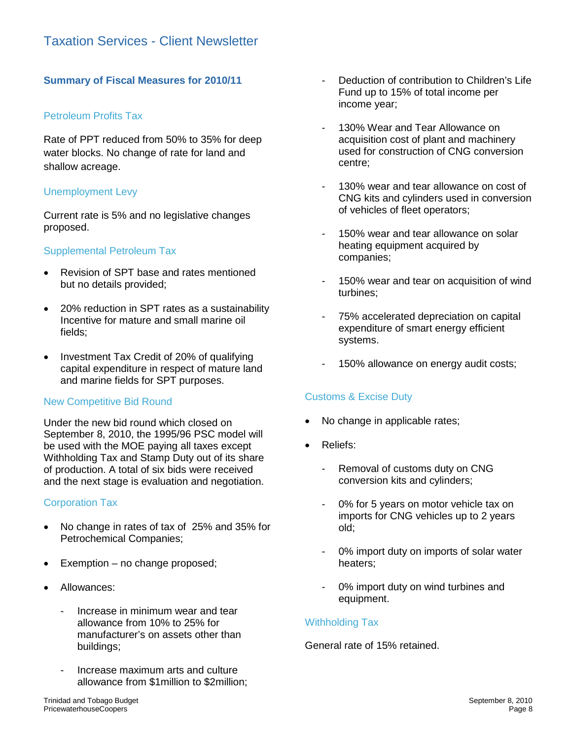## Summary of Fiscal Measures for 2010/11

### Petroleum Profits Tax

Rate of PPT reduced from 50% to 35% for deep water blocks. No change of rate for land and shallow acreage.

### Unemployment Levy

Current rate is 5% and no legislative changes proposed.

### Supplemental Petroleum Tax

- Revision of SPT base and rates mentioned but no details provided;
- 20% reduction in SPT rates as a sustainability Incentive for mature and small marine oil fields;
- Investment Tax Credit of 20% of qualifying capital expenditure in respect of mature land and marine fields for SPT purposes.

### New Competitive Bid Round

Under the new bid round which closed on September 8, 2010, the 1995/96 PSC model will be used with the MOE paying all taxes except Withholding Tax and Stamp Duty out of its share of production. A total of six bids were received and the next stage is evaluation and negotiation.

### Corporation Tax

- No change in rates of tax of 25% and 35% for Petrochemical Companies;
- Exemption – no change proposed;
- Allowances:
  - Increase in minimum wear and tear allowance from 10% to 25% for manufacturer's on assets other than buildings;
  - Increase maximum arts and culture allowance from $1million to $2million;
  - Deduction of contribution to Children's Life Fund up to 15% of total income per income year;
  - 130% Wear and Tear Allowance on acquisition cost of plant and machinery used for construction of CNG conversion centre;
  - 130% wear and tear allowance on cost of CNG kits and cylinders used in conversion of vehicles of fleet operators;
  - 150% wear and tear allowance on solar heating equipment acquired by companies;
  - 150% wear and tear on acquisition of wind turbines;
  - 75% accelerated depreciation on capital expenditure of smart energy efficient systems.
  - 150% allowance on energy audit costs;

### Customs & Excise Duty

- No change in applicable rates;
- Reliefs:
  - Removal of customs duty on CNG conversion kits and cylinders;
  - 0% for 5 years on motor vehicle tax on imports for CNG vehicles up to 2 years old;
  - 0% import duty on imports of solar water heaters;
  - 0% import duty on wind turbines and equipment.

### Withholding Tax

General rate of 15% retained.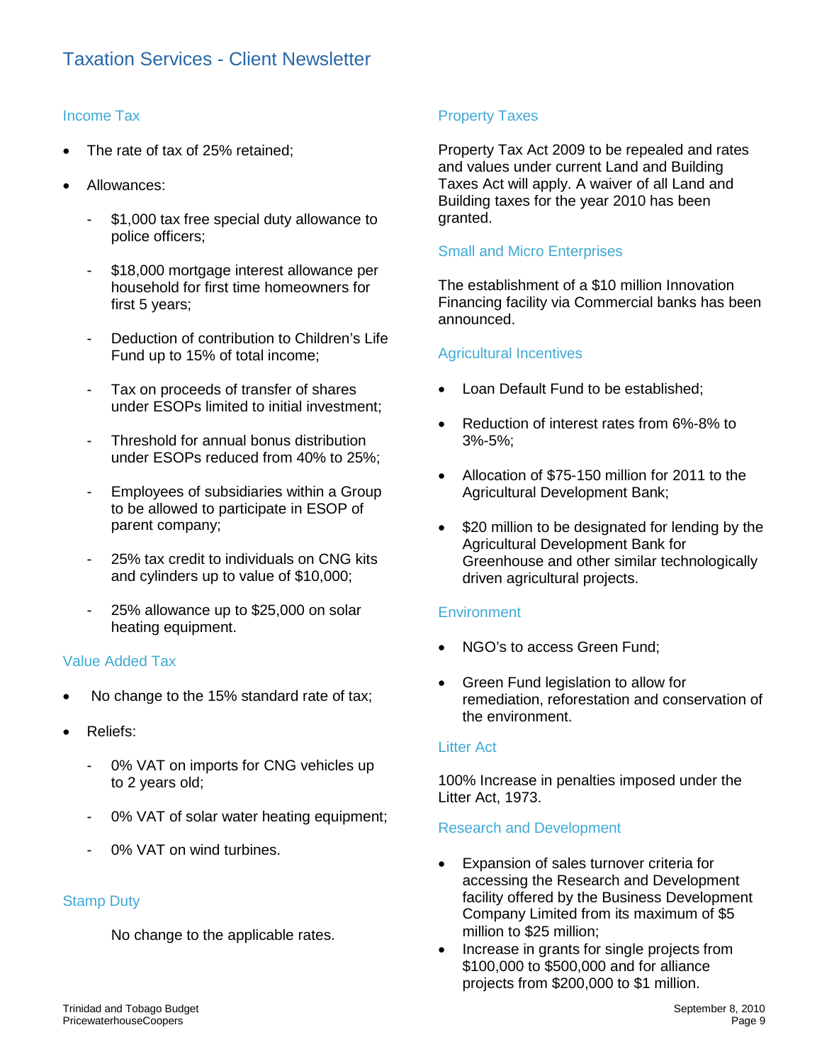# Taxation Services - Client Newsletter

## Income Tax

- The rate of tax of 25% retained;
- Allowances:
  - $1,000 tax free special duty allowance to police officers;
  - $18,000 mortgage interest allowance per household for first time homeowners for first 5 years;
  - Deduction of contribution to Children's Life Fund up to 15% of total income;
  - Tax on proceeds of transfer of shares under ESOPs limited to initial investment;
  - Threshold for annual bonus distribution under ESOPs reduced from 40% to 25%;
  - Employees of subsidiaries within a Group to be allowed to participate in ESOP of parent company;
  - 25% tax credit to individuals on CNG kits and cylinders up to value of $10,000;
  - 25% allowance up to $25,000 on solar heating equipment.

## Value Added Tax

- No change to the 15% standard rate of tax;
- Reliefs:
  - 0% VAT on imports for CNG vehicles up to 2 years old;
  - 0% VAT of solar water heating equipment;
  - 0% VAT on wind turbines.

## Stamp Duty

No change to the applicable rates.

## Property Taxes

Property Tax Act 2009 to be repealed and rates and values under current Land and Building Taxes Act will apply. A waiver of all Land and Building taxes for the year 2010 has been granted.

## Small and Micro Enterprises

The establishment of a $10 million Innovation Financing facility via Commercial banks has been announced.

## Agricultural Incentives

- Loan Default Fund to be established;
- Reduction of interest rates from 6%-8% to 3%-5%;
- Allocation of $75-150 million for 2011 to the Agricultural Development Bank;
- $20 million to be designated for lending by the Agricultural Development Bank for Greenhouse and other similar technologically driven agricultural projects.

## Environment

- NGO's to access Green Fund;
- Green Fund legislation to allow for remediation, reforestation and conservation of the environment.

## Litter Act

100% Increase in penalties imposed under the Litter Act, 1973.

## Research and Development

- Expansion of sales turnover criteria for accessing the Research and Development facility offered by the Business Development Company Limited from its maximum of $5 million to $25 million;
- Increase in grants for single projects from $100,000 to $500,000 and for alliance projects from $200,000 to $1 million.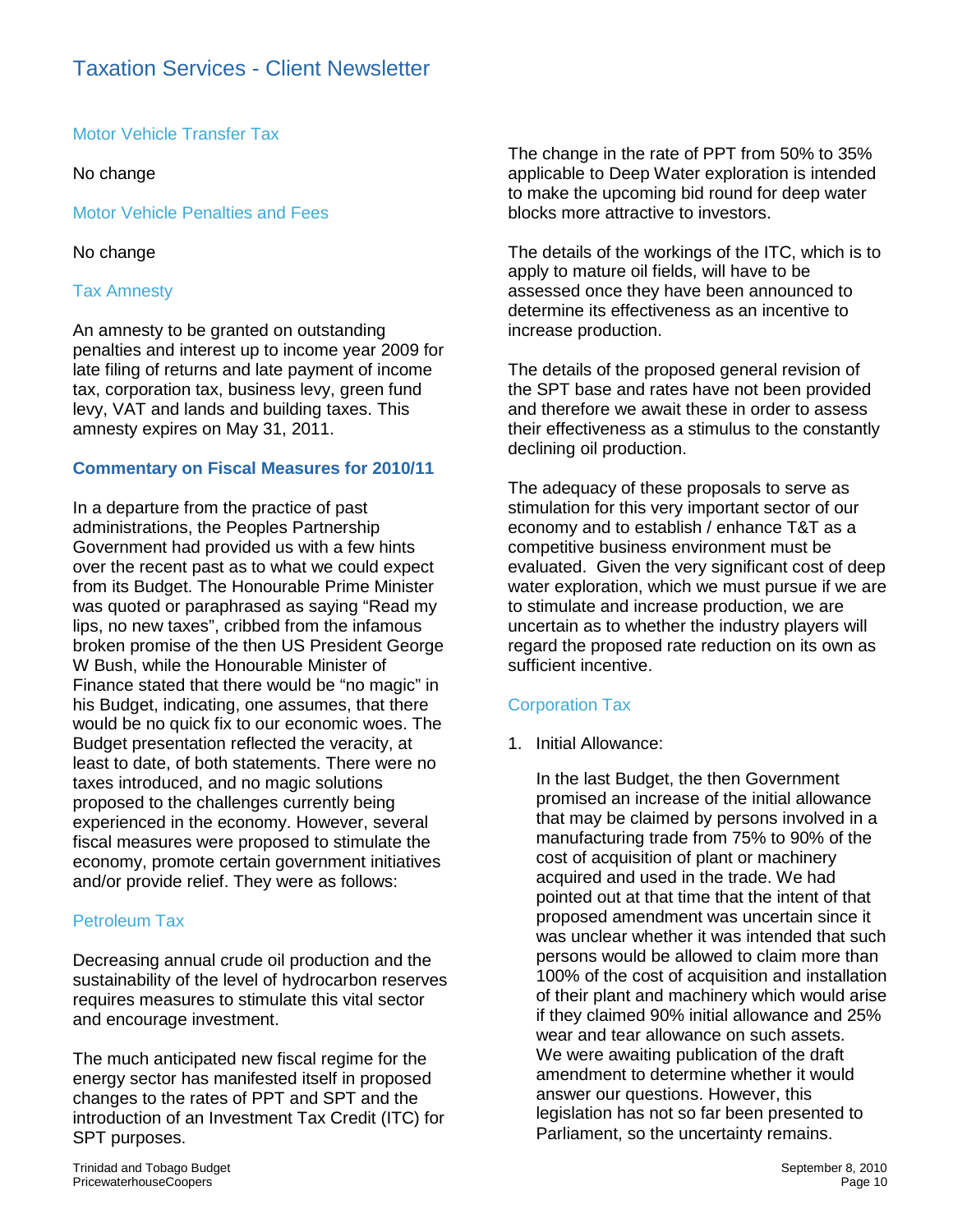### Motor Vehicle Transfer Tax

No change

### Motor Vehicle Penalties and Fees

No change

### Tax Amnesty

An amnesty to be granted on outstanding penalties and interest up to income year 2009 for late filing of returns and late payment of income tax, corporation tax, business levy, green fund levy, VAT and lands and building taxes. This amnesty expires on May 31, 2011.

## Commentary on Fiscal Measures for 2010/11

In a departure from the practice of past administrations, the Peoples Partnership Government had provided us with a few hints over the recent past as to what we could expect from its Budget. The Honourable Prime Minister was quoted or paraphrased as saying "Read my lips, no new taxes", cribbed from the infamous broken promise of the then US President George W Bush, while the Honourable Minister of Finance stated that there would be "no magic" in his Budget, indicating, one assumes, that there would be no quick fix to our economic woes. The Budget presentation reflected the veracity, at least to date, of both statements. There were no taxes introduced, and no magic solutions proposed to the challenges currently being experienced in the economy. However, several fiscal measures were proposed to stimulate the economy, promote certain government initiatives and/or provide relief. They were as follows:

### Petroleum Tax

Decreasing annual crude oil production and the sustainability of the level of hydrocarbon reserves requires measures to stimulate this vital sector and encourage investment.

The much anticipated new fiscal regime for the energy sector has manifested itself in proposed changes to the rates of PPT and SPT and the introduction of an Investment Tax Credit (ITC) for SPT purposes.

The change in the rate of PPT from 50% to 35% applicable to Deep Water exploration is intended to make the upcoming bid round for deep water blocks more attractive to investors.

The details of the workings of the ITC, which is to apply to mature oil fields, will have to be assessed once they have been announced to determine its effectiveness as an incentive to increase production.

The details of the proposed general revision of the SPT base and rates have not been provided and therefore we await these in order to assess their effectiveness as a stimulus to the constantly declining oil production.

The adequacy of these proposals to serve as stimulation for this very important sector of our economy and to establish / enhance T&T as a competitive business environment must be evaluated. Given the very significant cost of deep water exploration, which we must pursue if we are to stimulate and increase production, we are uncertain as to whether the industry players will regard the proposed rate reduction on its own as sufficient incentive.

### Corporation Tax

1. Initial Allowance:

   In the last Budget, the then Government promised an increase of the initial allowance that may be claimed by persons involved in a manufacturing trade from 75% to 90% of the cost of acquisition of plant or machinery acquired and used in the trade. We had pointed out at that time that the intent of that proposed amendment was uncertain since it was unclear whether it was intended that such persons would be allowed to claim more than 100% of the cost of acquisition and installation of their plant and machinery which would arise if they claimed 90% initial allowance and 25% wear and tear allowance on such assets. We were awaiting publication of the draft amendment to determine whether it would answer our questions. However, this legislation has not so far been presented to Parliament, so the uncertainty remains.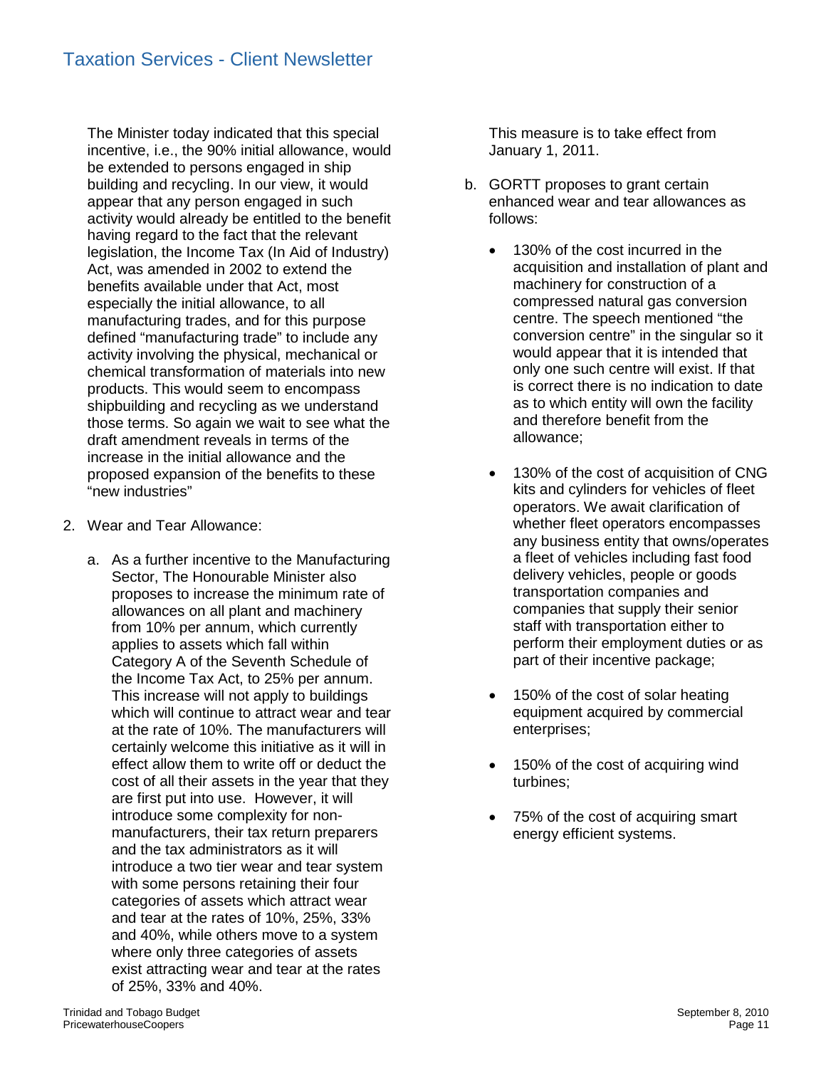The Minister today indicated that this special incentive, i.e., the 90% initial allowance, would be extended to persons engaged in ship building and recycling. In our view, it would appear that any person engaged in such activity would already be entitled to the benefit having regard to the fact that the relevant legislation, the Income Tax (In Aid of Industry) Act, was amended in 2002 to extend the benefits available under that Act, most especially the initial allowance, to all manufacturing trades, and for this purpose defined "manufacturing trade" to include any activity involving the physical, mechanical or chemical transformation of materials into new products. This would seem to encompass shipbuilding and recycling as we understand those terms. So again we wait to see what the draft amendment reveals in terms of the increase in the initial allowance and the proposed expansion of the benefits to these "new industries"

2. Wear and Tear Allowance:

    a. As a further incentive to the Manufacturing Sector, The Honourable Minister also proposes to increase the minimum rate of allowances on all plant and machinery from 10% per annum, which currently applies to assets which fall within Category A of the Seventh Schedule of the Income Tax Act, to 25% per annum. This increase will not apply to buildings which will continue to attract wear and tear at the rate of 10%. The manufacturers will certainly welcome this initiative as it will in effect allow them to write off or deduct the cost of all their assets in the year that they are first put into use. However, it will introduce some complexity for non-manufacturers, their tax return preparers and the tax administrators as it will introduce a two tier wear and tear system with some persons retaining their four categories of assets which attract wear and tear at the rates of 10%, 25%, 33% and 40%, while others move to a system where only three categories of assets exist attracting wear and tear at the rates of 25%, 33% and 40%.

        This measure is to take effect from January 1, 2011.

    b. GORTT proposes to grant certain enhanced wear and tear allowances as follows:

        - 130% of the cost incurred in the acquisition and installation of plant and machinery for construction of a compressed natural gas conversion centre. The speech mentioned "the conversion centre" in the singular so it would appear that it is intended that only one such centre will exist. If that is correct there is no indication to date as to which entity will own the facility and therefore benefit from the allowance;

        - 130% of the cost of acquisition of CNG kits and cylinders for vehicles of fleet operators. We await clarification of whether fleet operators encompasses any business entity that owns/operates a fleet of vehicles including fast food delivery vehicles, people or goods transportation companies and companies that supply their senior staff with transportation either to perform their employment duties or as part of their incentive package;

        - 150% of the cost of solar heating equipment acquired by commercial enterprises;

        - 150% of the cost of acquiring wind turbines;

        - 75% of the cost of acquiring smart energy efficient systems.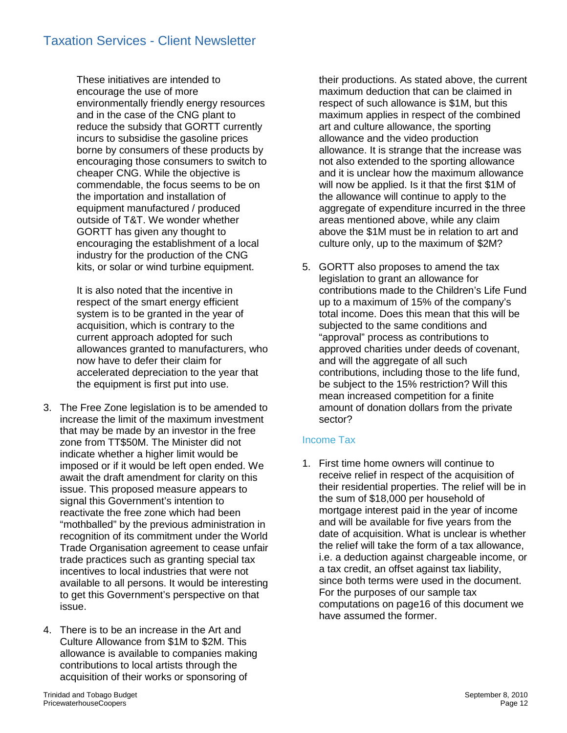These initiatives are intended to encourage the use of more environmentally friendly energy resources and in the case of the CNG plant to reduce the subsidy that GORTT currently incurs to subsidise the gasoline prices borne by consumers of these products by encouraging those consumers to switch to cheaper CNG. While the objective is commendable, the focus seems to be on the importation and installation of equipment manufactured / produced outside of T&T. We wonder whether GORTT has given any thought to encouraging the establishment of a local industry for the production of the CNG kits, or solar or wind turbine equipment.

It is also noted that the incentive in respect of the smart energy efficient system is to be granted in the year of acquisition, which is contrary to the current approach adopted for such allowances granted to manufacturers, who now have to defer their claim for accelerated depreciation to the year that the equipment is first put into use.

3. The Free Zone legislation is to be amended to increase the limit of the maximum investment that may be made by an investor in the free zone from TT$50M. The Minister did not indicate whether a higher limit would be imposed or if it would be left open ended. We await the draft amendment for clarity on this issue. This proposed measure appears to signal this Government's intention to reactivate the free zone which had been "mothballed" by the previous administration in recognition of its commitment under the World Trade Organisation agreement to cease unfair trade practices such as granting special tax incentives to local industries that were not available to all persons. It would be interesting to get this Government's perspective on that issue.

4. There is to be an increase in the Art and Culture Allowance from $1M to $2M. This allowance is available to companies making contributions to local artists through the acquisition of their works or sponsoring of their productions. As stated above, the current maximum deduction that can be claimed in respect of such allowance is $1M, but this maximum applies in respect of the combined art and culture allowance, the sporting allowance and the video production allowance. It is strange that the increase was not also extended to the sporting allowance and it is unclear how the maximum allowance will now be applied. Is it that the first $1M of the allowance will continue to apply to the aggregate of expenditure incurred in the three areas mentioned above, while any claim above the $1M must be in relation to art and culture only, up to the maximum of $2M?

5. GORTT also proposes to amend the tax legislation to grant an allowance for contributions made to the Children's Life Fund up to a maximum of 15% of the company's total income. Does this mean that this will be subjected to the same conditions and "approval" process as contributions to approved charities under deeds of covenant, and will the aggregate of all such contributions, including those to the life fund, be subject to the 15% restriction? Will this mean increased competition for a finite amount of donation dollars from the private sector?

### Income Tax

1. First time home owners will continue to receive relief in respect of the acquisition of their residential properties. The relief will be in the sum of $18,000 per household of mortgage interest paid in the year of income and will be available for five years from the date of acquisition. What is unclear is whether the relief will take the form of a tax allowance, i.e. a deduction against chargeable income, or a tax credit, an offset against tax liability, since both terms were used in the document. For the purposes of our sample tax computations on page16 of this document we have assumed the former.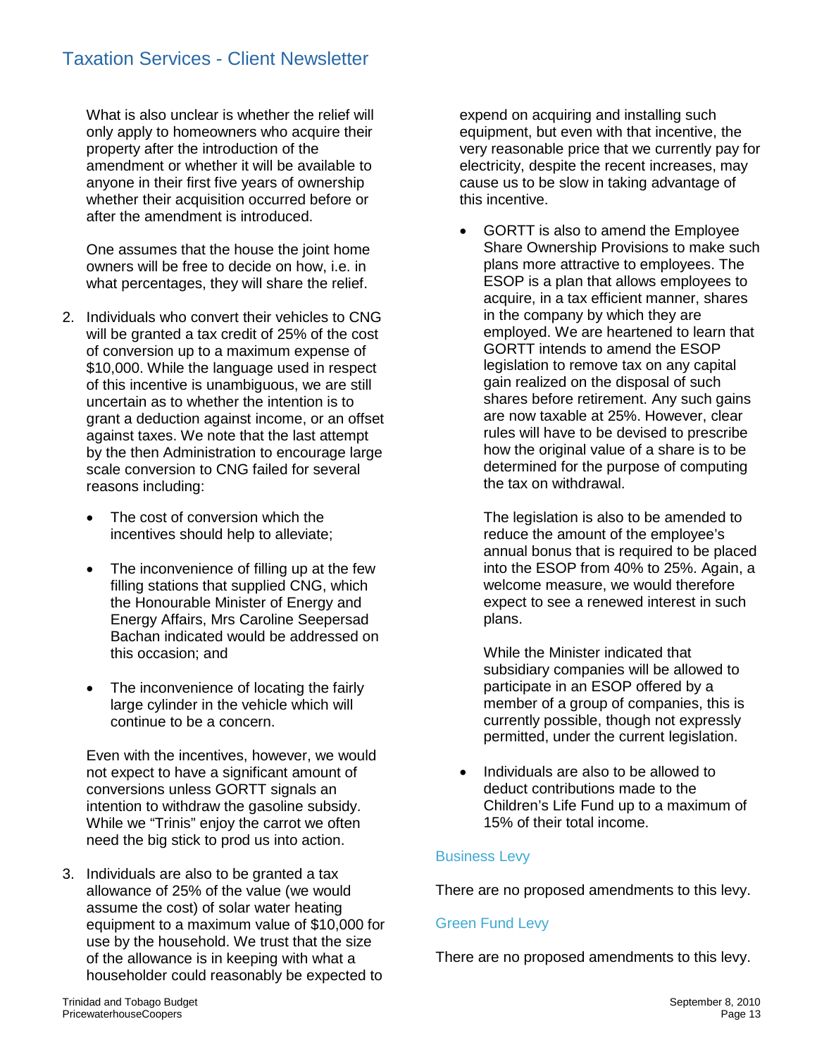What is also unclear is whether the relief will only apply to homeowners who acquire their property after the introduction of the amendment or whether it will be available to anyone in their first five years of ownership whether their acquisition occurred before or after the amendment is introduced.

One assumes that the house the joint home owners will be free to decide on how, i.e. in what percentages, they will share the relief.

2. Individuals who convert their vehicles to CNG will be granted a tax credit of 25% of the cost of conversion up to a maximum expense of $10,000. While the language used in respect of this incentive is unambiguous, we are still uncertain as to whether the intention is to grant a deduction against income, or an offset against taxes. We note that the last attempt by the then Administration to encourage large scale conversion to CNG failed for several reasons including:

   - The cost of conversion which the incentives should help to alleviate;
   - The inconvenience of filling up at the few filling stations that supplied CNG, which the Honourable Minister of Energy and Energy Affairs, Mrs Caroline Seepersad Bachan indicated would be addressed on this occasion; and
   - The inconvenience of locating the fairly large cylinder in the vehicle which will continue to be a concern.

   Even with the incentives, however, we would not expect to have a significant amount of conversions unless GORTT signals an intention to withdraw the gasoline subsidy. While we "Trinis" enjoy the carrot we often need the big stick to prod us into action.

3. Individuals are also to be granted a tax allowance of 25% of the value (we would assume the cost) of solar water heating equipment to a maximum value of $10,000 for use by the household. We trust that the size of the allowance is in keeping with what a householder could reasonably be expected to expend on acquiring and installing such equipment, but even with that incentive, the very reasonable price that we currently pay for electricity, despite the recent increases, may cause us to be slow in taking advantage of this incentive.

   - GORTT is also to amend the Employee Share Ownership Provisions to make such plans more attractive to employees. The ESOP is a plan that allows employees to acquire, in a tax efficient manner, shares in the company by which they are employed. We are heartened to learn that GORTT intends to amend the ESOP legislation to remove tax on any capital gain realized on the disposal of such shares before retirement. Any such gains are now taxable at 25%. However, clear rules will have to be devised to prescribe how the original value of a share is to be determined for the purpose of computing the tax on withdrawal.

     The legislation is also to be amended to reduce the amount of the employee's annual bonus that is required to be placed into the ESOP from 40% to 25%. Again, a welcome measure, we would therefore expect to see a renewed interest in such plans.

     While the Minister indicated that subsidiary companies will be allowed to participate in an ESOP offered by a member of a group of companies, this is currently possible, though not expressly permitted, under the current legislation.

   - Individuals are also to be allowed to deduct contributions made to the Children's Life Fund up to a maximum of 15% of their total income.

### Business Levy

There are no proposed amendments to this levy.

### Green Fund Levy

There are no proposed amendments to this levy.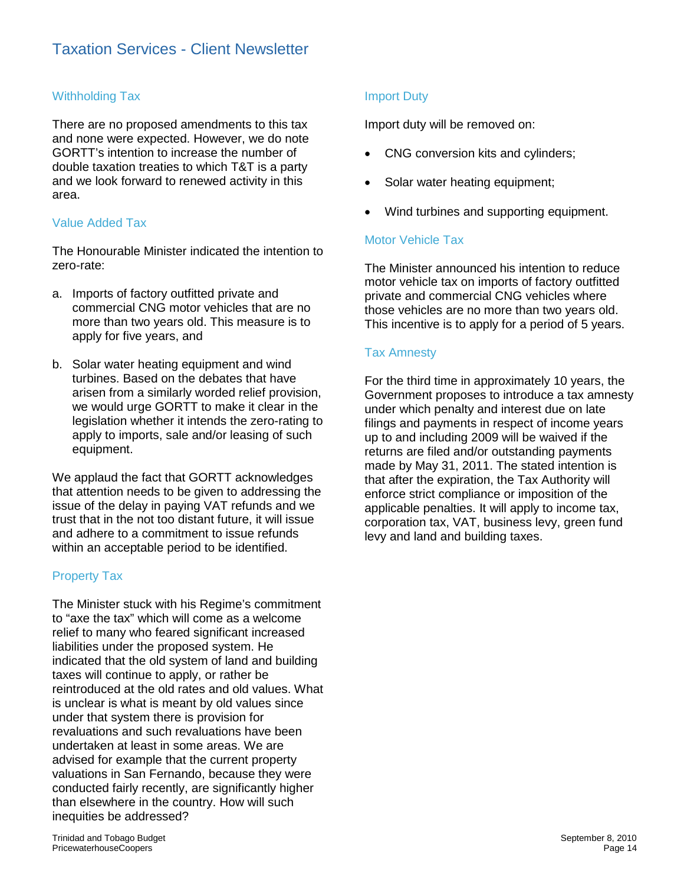## Withholding Tax

There are no proposed amendments to this tax and none were expected. However, we do note GORTT's intention to increase the number of double taxation treaties to which T&T is a party and we look forward to renewed activity in this area.

## Value Added Tax

The Honourable Minister indicated the intention to zero-rate:

a. Imports of factory outfitted private and commercial CNG motor vehicles that are no more than two years old. This measure is to apply for five years, and

b. Solar water heating equipment and wind turbines. Based on the debates that have arisen from a similarly worded relief provision, we would urge GORTT to make it clear in the legislation whether it intends the zero-rating to apply to imports, sale and/or leasing of such equipment.

We applaud the fact that GORTT acknowledges that attention needs to be given to addressing the issue of the delay in paying VAT refunds and we trust that in the not too distant future, it will issue and adhere to a commitment to issue refunds within an acceptable period to be identified.

## Property Tax

The Minister stuck with his Regime's commitment to "axe the tax" which will come as a welcome relief to many who feared significant increased liabilities under the proposed system. He indicated that the old system of land and building taxes will continue to apply, or rather be reintroduced at the old rates and old values. What is unclear is what is meant by old values since under that system there is provision for revaluations and such revaluations have been undertaken at least in some areas. We are advised for example that the current property valuations in San Fernando, because they were conducted fairly recently, are significantly higher than elsewhere in the country. How will such inequities be addressed?

## Import Duty

Import duty will be removed on:

- CNG conversion kits and cylinders;
- Solar water heating equipment;
- Wind turbines and supporting equipment.

## Motor Vehicle Tax

The Minister announced his intention to reduce motor vehicle tax on imports of factory outfitted private and commercial CNG vehicles where those vehicles are no more than two years old. This incentive is to apply for a period of 5 years.

## Tax Amnesty

For the third time in approximately 10 years, the Government proposes to introduce a tax amnesty under which penalty and interest due on late filings and payments in respect of income years up to and including 2009 will be waived if the returns are filed and/or outstanding payments made by May 31, 2011. The stated intention is that after the expiration, the Tax Authority will enforce strict compliance or imposition of the applicable penalties. It will apply to income tax, corporation tax, VAT, business levy, green fund levy and land and building taxes.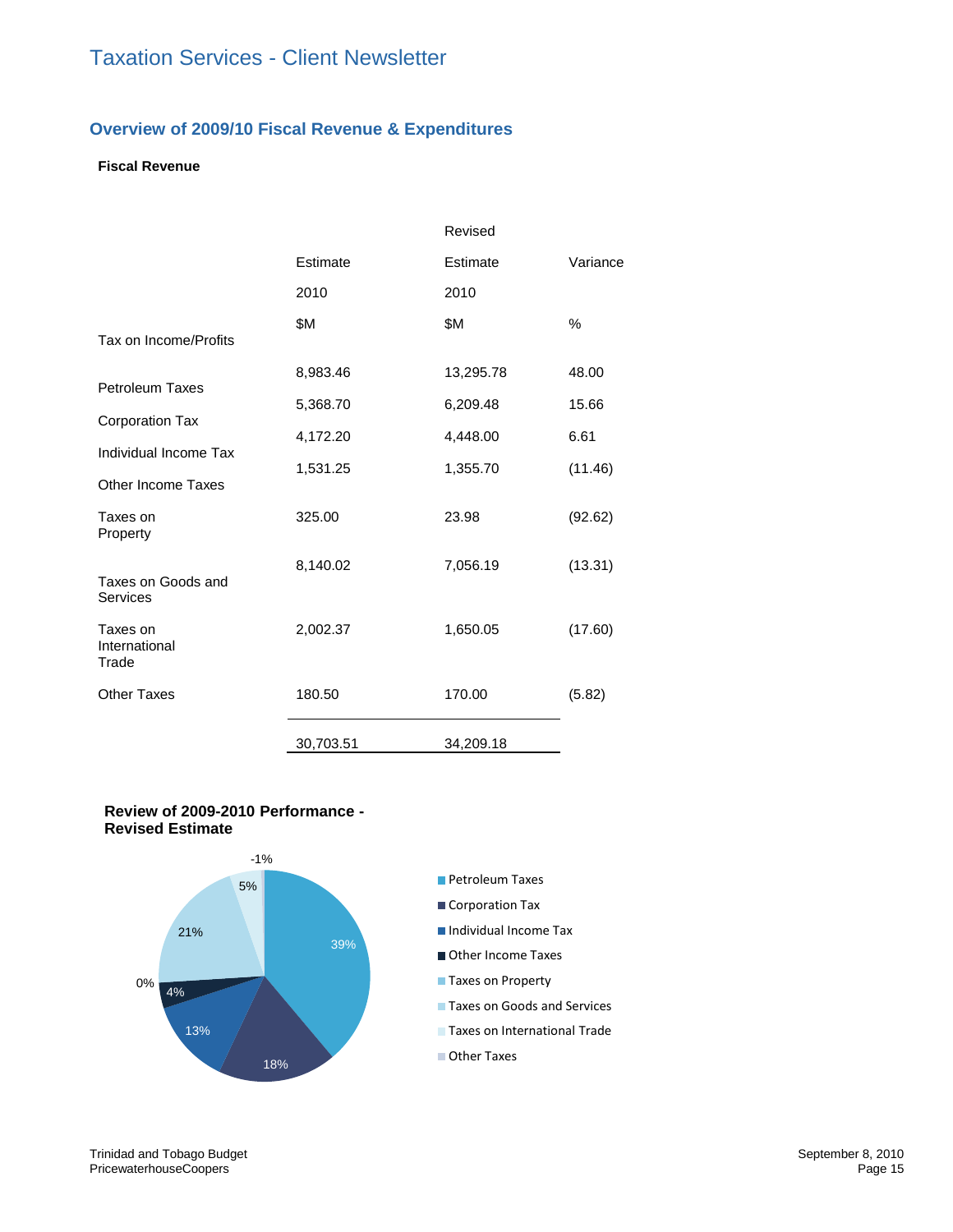# Taxation Services - Client Newsletter

## Overview of 2009/10 Fiscal Revenue & Expenditures

**Fiscal Revenue**

| | Estimate 2010 $M | Revised Estimate 2010 $M | Variance % |
|---|---|---|---|
| Tax on Income/Profits | | | |
| Petroleum Taxes | 8,983.46 | 13,295.78 | 48.00 |
| Corporation Tax | 5,368.70 | 6,209.48 | 15.66 |
| Individual Income Tax | 4,172.20 | 4,448.00 | 6.61 |
| Other Income Taxes | 1,531.25 | 1,355.70 | (11.46) |
| Taxes on Property | 325.00 | 23.98 | (92.62) |
| Taxes on Goods and Services | 8,140.02 | 7,056.19 | (13.31) |
| Taxes on International Trade | 2,002.37 | 1,650.05 | (17.60) |
| Other Taxes | 180.50 | 170.00 | (5.82) |
| | 30,703.51 | 34,209.18 | |

**Review of 2009-2010 Performance - Revised Estimate**

| Category | Share |
|---|---|
| Petroleum Taxes | 39% |
| Corporation Tax | 18% |
| Individual Income Tax | 13% |
| Other Income Taxes | 4% |
| Taxes on Property | 0% |
| Taxes on Goods and Services | 21% |
| Taxes on International Trade | 5% |
| Other Taxes | -1% |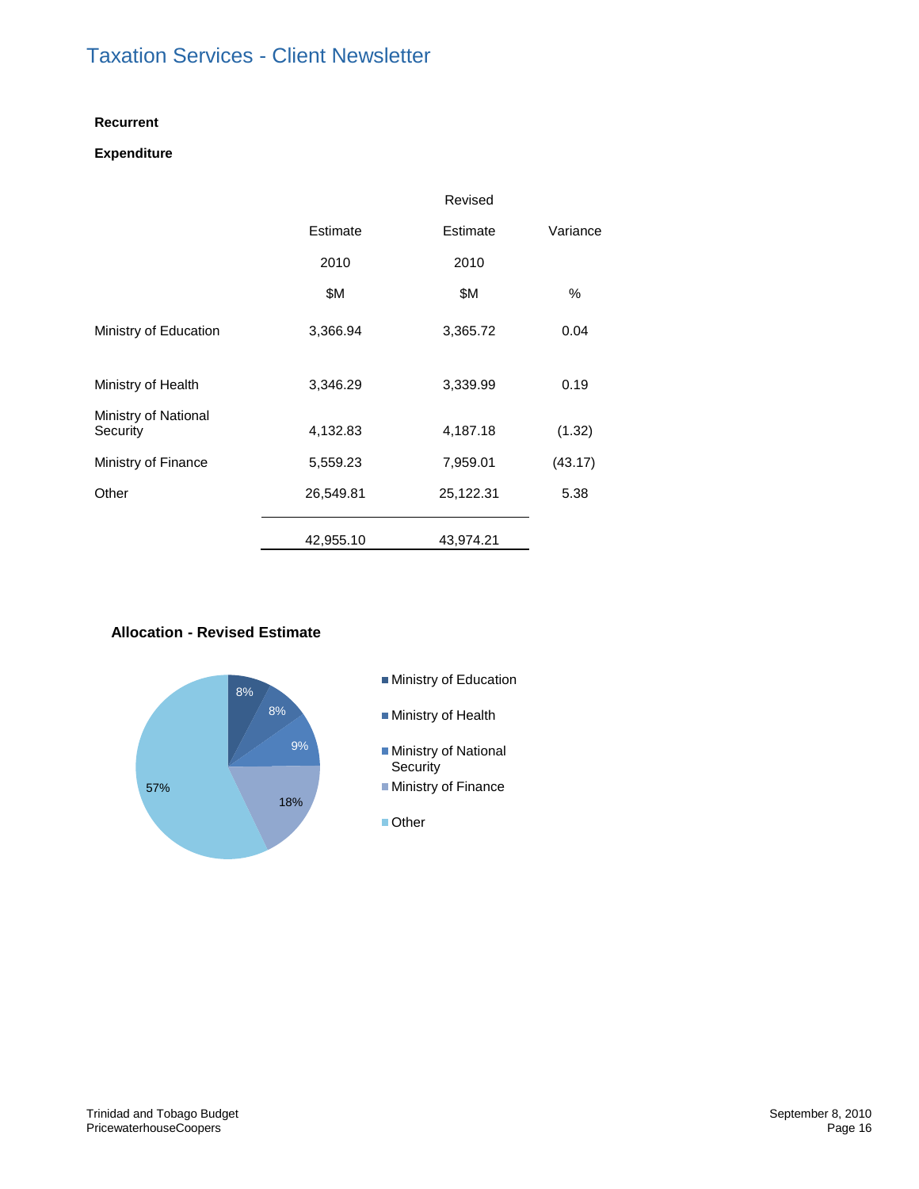**Recurrent**

**Expenditure**

| | Estimate 2010 $M | Revised Estimate 2010 $M | Variance % |
|---|---|---|---|
| Ministry of Education | 3,366.94 | 3,365.72 | 0.04 |
| Ministry of Health | 3,346.29 | 3,339.99 | 0.19 |
| Ministry of National Security | 4,132.83 | 4,187.18 | (1.32) |
| Ministry of Finance | 5,559.23 | 7,959.01 | (43.17) |
| Other | 26,549.81 | 25,122.31 | 5.38 |
| | 42,955.10 | 43,974.21 | |

**Allocation - Revised Estimate**

| | % |
|---|---|
| Ministry of Education | 8% |
| Ministry of Health | 8% |
| Ministry of National Security | 9% |
| Ministry of Finance | 18% |
| Other | 57% |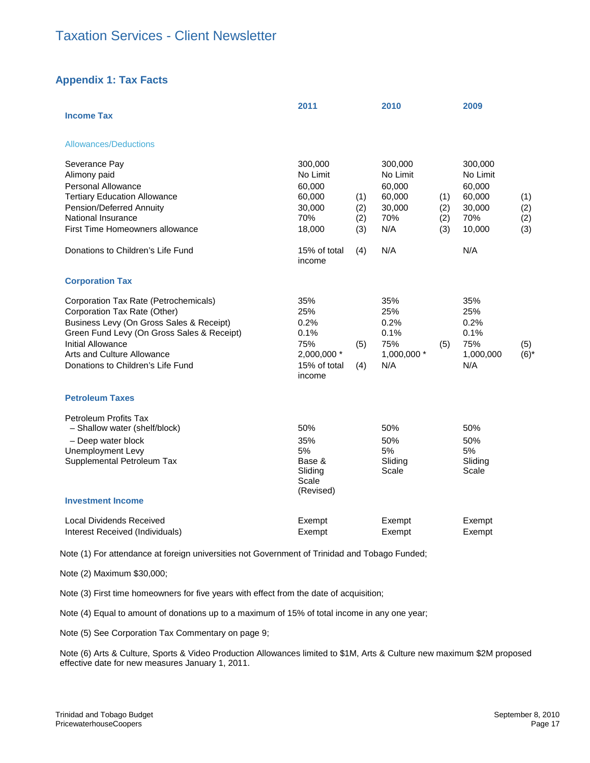## Appendix 1: Tax Facts

| | 2011 | | 2010 | | 2009 | |
|---|---|---|---|---|---|---|
| **Income Tax** | | | | | | |
| *Allowances/Deductions* | | | | | | |
| Severance Pay | 300,000 | | 300,000 | | 300,000 | |
| Alimony paid | No Limit | | No Limit | | No Limit | |
| Personal Allowance | 60,000 | | 60,000 | | 60,000 | |
| Tertiary Education Allowance | 60,000 | (1) | 60,000 | (1) | 60,000 | (1) |
| Pension/Deferred Annuity | 30,000 | (2) | 30,000 | (2) | 30,000 | (2) |
| National Insurance | 70% | (2) | 70% | (2) | 70% | (2) |
| First Time Homeowners allowance | 18,000 | (3) | N/A | (3) | 10,000 | (3) |
| Donations to Children's Life Fund | 15% of total income | (4) | N/A | | N/A | |
| **Corporation Tax** | | | | | | |
| Corporation Tax Rate (Petrochemicals) | 35% | | 35% | | 35% | |
| Corporation Tax Rate (Other) | 25% | | 25% | | 25% | |
| Business Levy (On Gross Sales & Receipt) | 0.2% | | 0.2% | | 0.2% | |
| Green Fund Levy (On Gross Sales & Receipt) | 0.1% | | 0.1% | | 0.1% | |
| Initial Allowance | 75% | (5) | 75% | (5) | 75% | (5) |
| Arts and Culture Allowance | 2,000,000 * | | 1,000,000 * | | 1,000,000 | (6)* |
| Donations to Children's Life Fund | 15% of total income | (4) | N/A | | N/A | |
| **Petroleum Taxes** | | | | | | |
| Petroleum Profits Tax | | | | | | |
| – Shallow water (shelf/block) | 50% | | 50% | | 50% | |
| – Deep water block | 35% | | 50% | | 50% | |
| Unemployment Levy | 5% | | 5% | | 5% | |
| Supplemental Petroleum Tax | Base & Sliding Scale (Revised) | | Sliding Scale | | Sliding Scale | |
| **Investment Income** | | | | | | |
| Local Dividends Received | Exempt | | Exempt | | Exempt | |
| Interest Received (Individuals) | Exempt | | Exempt | | Exempt | |

Note (1) For attendance at foreign universities not Government of Trinidad and Tobago Funded;

Note (2) Maximum $30,000;

Note (3) First time homeowners for five years with effect from the date of acquisition;

Note (4) Equal to amount of donations up to a maximum of 15% of total income in any one year;

Note (5) See Corporation Tax Commentary on page 9;

Note (6) Arts & Culture, Sports & Video Production Allowances limited to $1M, Arts & Culture new maximum $2M proposed effective date for new measures January 1, 2011.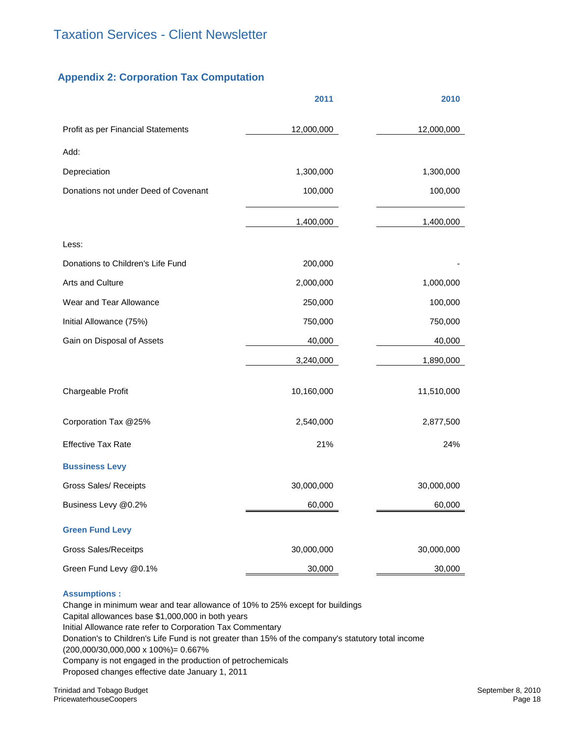## Appendix 2: Corporation Tax Computation

| | 2011 | 2010 |
|---|---|---|
| Profit as per Financial Statements | 12,000,000 | 12,000,000 |
| Add: | | |
| Depreciation | 1,300,000 | 1,300,000 |
| Donations not under Deed of Covenant | 100,000 | 100,000 |
| | 1,400,000 | 1,400,000 |
| Less: | | |
| Donations to Children's Life Fund | 200,000 | - |
| Arts and Culture | 2,000,000 | 1,000,000 |
| Wear and Tear Allowance | 250,000 | 100,000 |
| Initial Allowance (75%) | 750,000 | 750,000 |
| Gain on Disposal of Assets | 40,000 | 40,000 |
| | 3,240,000 | 1,890,000 |
| Chargeable Profit | 10,160,000 | 11,510,000 |
| Corporation Tax @25% | 2,540,000 | 2,877,500 |
| Effective Tax Rate | 21% | 24% |
| **Bussiness Levy** | | |
| Gross Sales/ Receipts | 30,000,000 | 30,000,000 |
| Business Levy @0.2% | 60,000 | 60,000 |
| **Green Fund Levy** | | |
| Gross Sales/Receitps | 30,000,000 | 30,000,000 |
| Green Fund Levy @0.1% | 30,000 | 30,000 |

**Assumptions :**

Change in minimum wear and tear allowance of 10% to 25% except for buildings
Capital allowances base $1,000,000 in both years
Initial Allowance rate refer to Corporation Tax Commentary
Donation's to Children's Life Fund is not greater than 15% of the company's statutory total income (200,000/30,000,000 x 100%)= 0.667%
Company is not engaged in the production of petrochemicals
Proposed changes effective date January 1, 2011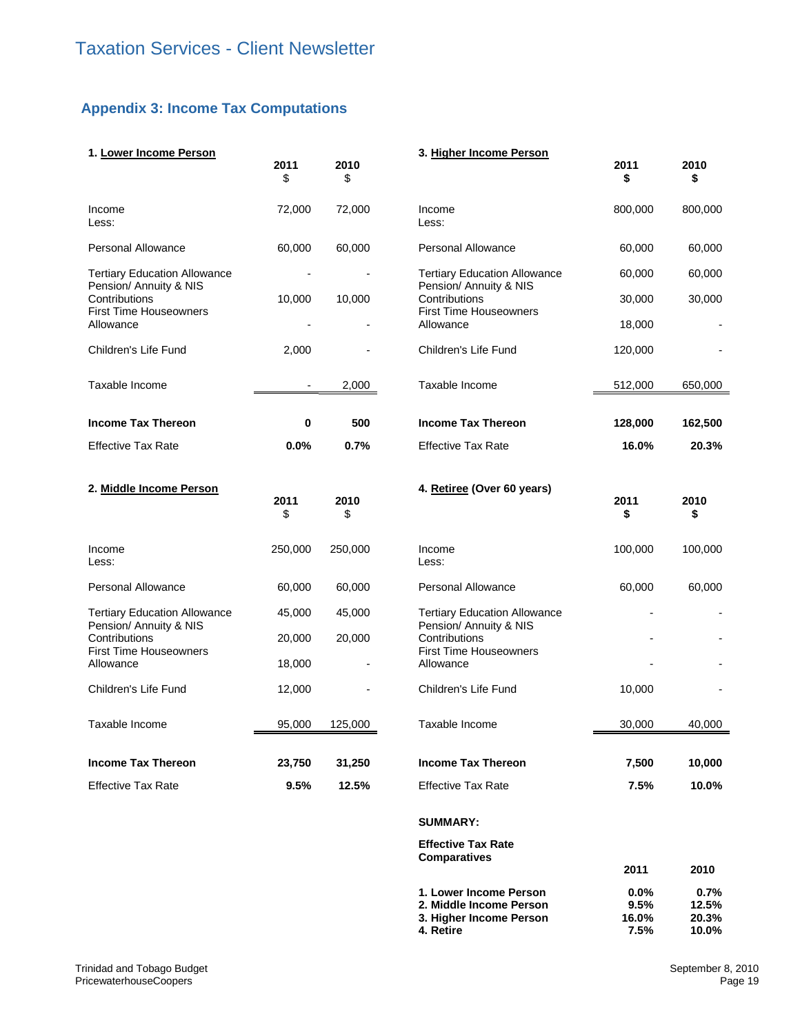## Appendix 3: Income Tax Computations

**1. Lower Income Person**

| | 2011 $ | 2010 $ |
|---|---|---|
| Income | 72,000 | 72,000 |
| Less: | | |
| Personal Allowance | 60,000 | 60,000 |
| Tertiary Education Allowance | - | - |
| Pension/ Annuity & NIS Contributions | 10,000 | 10,000 |
| First Time Houseowners Allowance | - | - |
| Children's Life Fund | 2,000 | - |
| Taxable Income | - | 2,000 |
| **Income Tax Thereon** | **0** | **500** |
| Effective Tax Rate | **0.0%** | **0.7%** |

**2. Middle Income Person**

| | 2011 $ | 2010 $ |
|---|---|---|
| Income | 250,000 | 250,000 |
| Less: | | |
| Personal Allowance | 60,000 | 60,000 |
| Tertiary Education Allowance | 45,000 | 45,000 |
| Pension/ Annuity & NIS Contributions | 20,000 | 20,000 |
| First Time Houseowners Allowance | 18,000 | - |
| Children's Life Fund | 12,000 | - |
| Taxable Income | 95,000 | 125,000 |
| **Income Tax Thereon** | **23,750** | **31,250** |
| Effective Tax Rate | **9.5%** | **12.5%** |

**3. Higher Income Person**

| | 2011 $ | 2010 $ |
|---|---|---|
| Income | 800,000 | 800,000 |
| Less: | | |
| Personal Allowance | 60,000 | 60,000 |
| Tertiary Education Allowance | 60,000 | 60,000 |
| Pension/ Annuity & NIS Contributions | 30,000 | 30,000 |
| First Time Houseowners Allowance | 18,000 | - |
| Children's Life Fund | 120,000 | - |
| Taxable Income | 512,000 | 650,000 |
| **Income Tax Thereon** | **128,000** | **162,500** |
| Effective Tax Rate | **16.0%** | **20.3%** |

**4. Retiree (Over 60 years)**

| | 2011 $ | 2010 $ |
|---|---|---|
| Income | 100,000 | 100,000 |
| Less: | | |
| Personal Allowance | 60,000 | 60,000 |
| Tertiary Education Allowance | - | - |
| Pension/ Annuity & NIS Contributions | - | - |
| First Time Houseowners Allowance | - | - |
| Children's Life Fund | 10,000 | - |
| Taxable Income | 30,000 | 40,000 |
| **Income Tax Thereon** | **7,500** | **10,000** |
| Effective Tax Rate | **7.5%** | **10.0%** |

**SUMMARY:**

**Effective Tax Rate Comparatives**

| | 2011 | 2010 |
|---|---|---|
| **1. Lower Income Person** | **0.0%** | **0.7%** |
| **2. Middle Income Person** | **9.5%** | **12.5%** |
| **3. Higher Income Person** | **16.0%** | **20.3%** |
| **4. Retire** | **7.5%** | **10.0%** |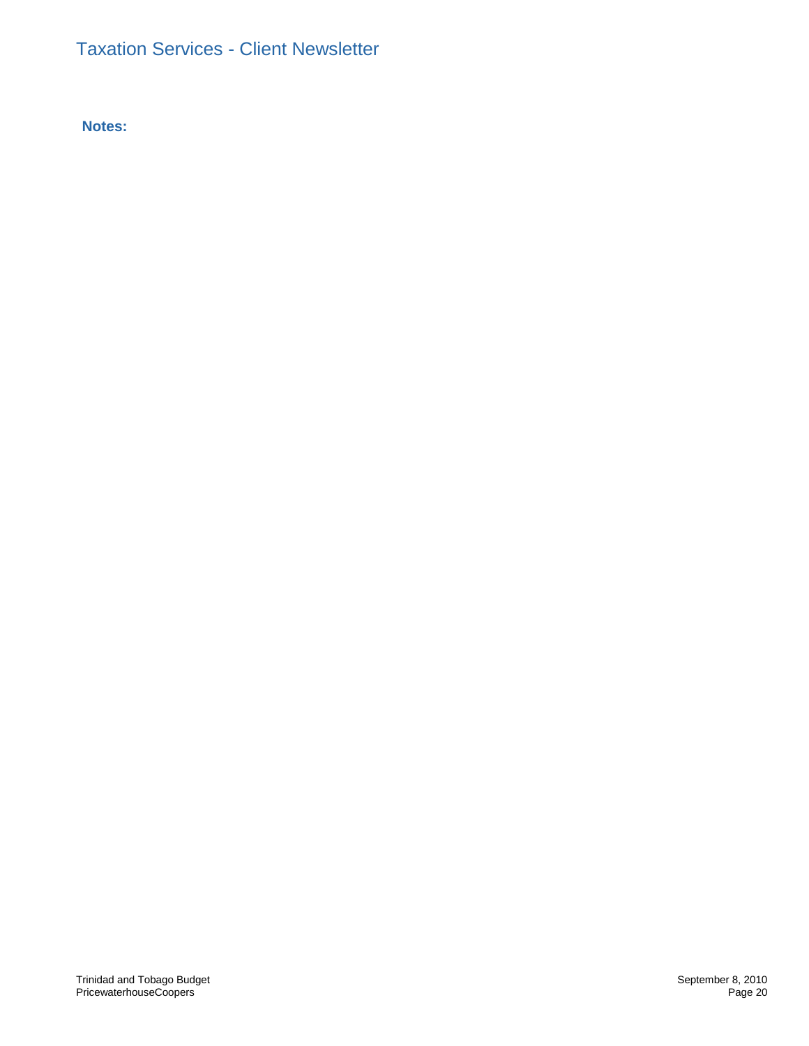**Notes:**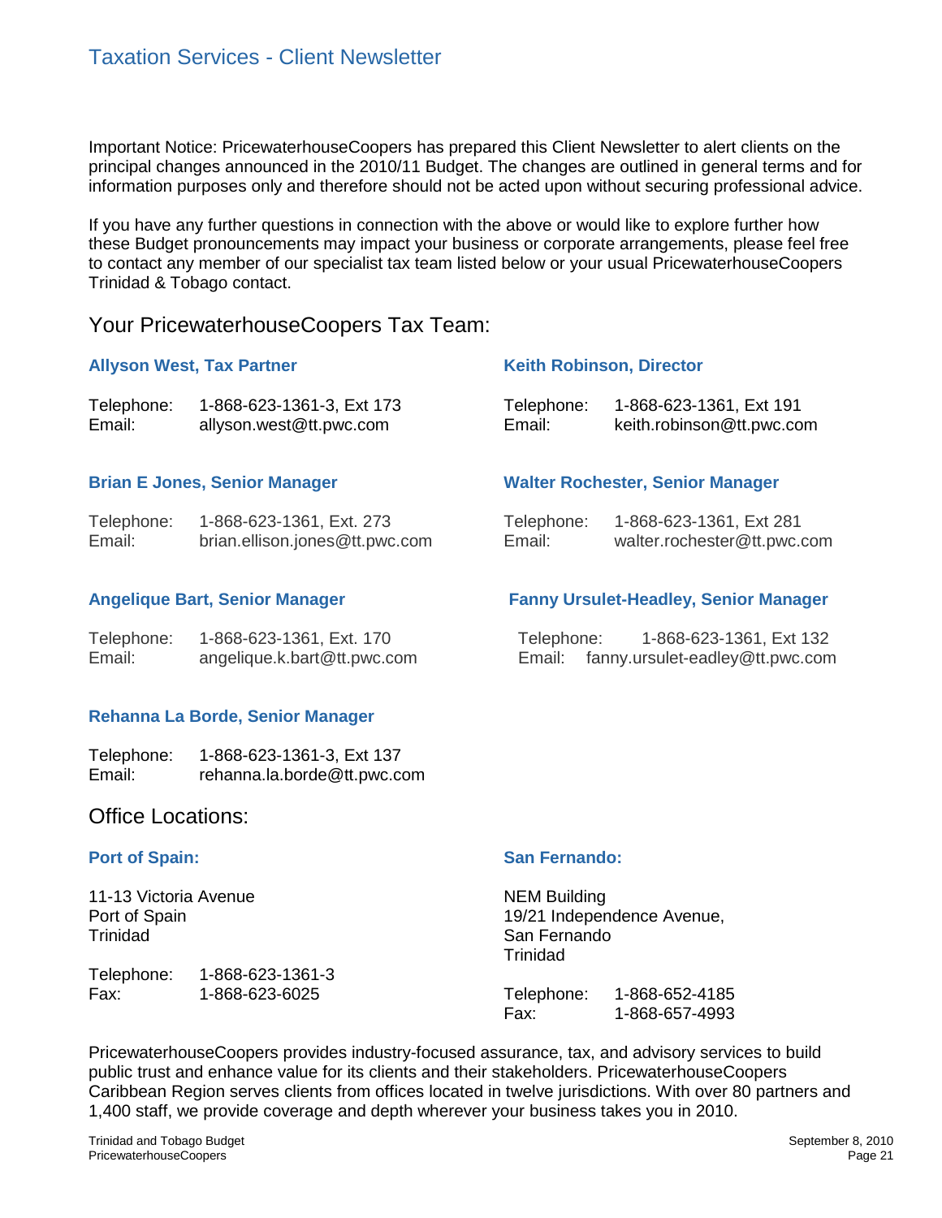# Taxation Services - Client Newsletter

Important Notice: PricewaterhouseCoopers has prepared this Client Newsletter to alert clients on the principal changes announced in the 2010/11 Budget. The changes are outlined in general terms and for information purposes only and therefore should not be acted upon without securing professional advice.

If you have any further questions in connection with the above or would like to explore further how these Budget pronouncements may impact your business or corporate arrangements, please feel free to contact any member of our specialist tax team listed below or your usual PricewaterhouseCoopers Trinidad & Tobago contact.

## Your PricewaterhouseCoopers Tax Team:

**Allyson West, Tax Partner**

Telephone: 1-868-623-1361-3, Ext 173
Email: allyson.west@tt.pwc.com

**Keith Robinson, Director**

Telephone: 1-868-623-1361, Ext 191
Email: keith.robinson@tt.pwc.com

**Brian E Jones, Senior Manager**

Telephone: 1-868-623-1361, Ext. 273
Email: brian.ellison.jones@tt.pwc.com

**Walter Rochester, Senior Manager**

Telephone: 1-868-623-1361, Ext 281
Email: walter.rochester@tt.pwc.com

**Angelique Bart, Senior Manager**

Telephone: 1-868-623-1361, Ext. 170
Email: angelique.k.bart@tt.pwc.com

**Fanny Ursulet-Headley, Senior Manager**

Telephone: 1-868-623-1361, Ext 132
Email: fanny.ursulet-eadley@tt.pwc.com

**Rehanna La Borde, Senior Manager**

Telephone: 1-868-623-1361-3, Ext 137
Email: rehanna.la.borde@tt.pwc.com

## Office Locations:

**Port of Spain:**

11-13 Victoria Avenue
Port of Spain
Trinidad

Telephone: 1-868-623-1361-3
Fax: 1-868-623-6025

**San Fernando:**

NEM Building
19/21 Independence Avenue,
San Fernando
Trinidad

Telephone: 1-868-652-4185
Fax: 1-868-657-4993

PricewaterhouseCoopers provides industry-focused assurance, tax, and advisory services to build public trust and enhance value for its clients and their stakeholders. PricewaterhouseCoopers Caribbean Region serves clients from offices located in twelve jurisdictions. With over 80 partners and 1,400 staff, we provide coverage and depth wherever your business takes you in 2010.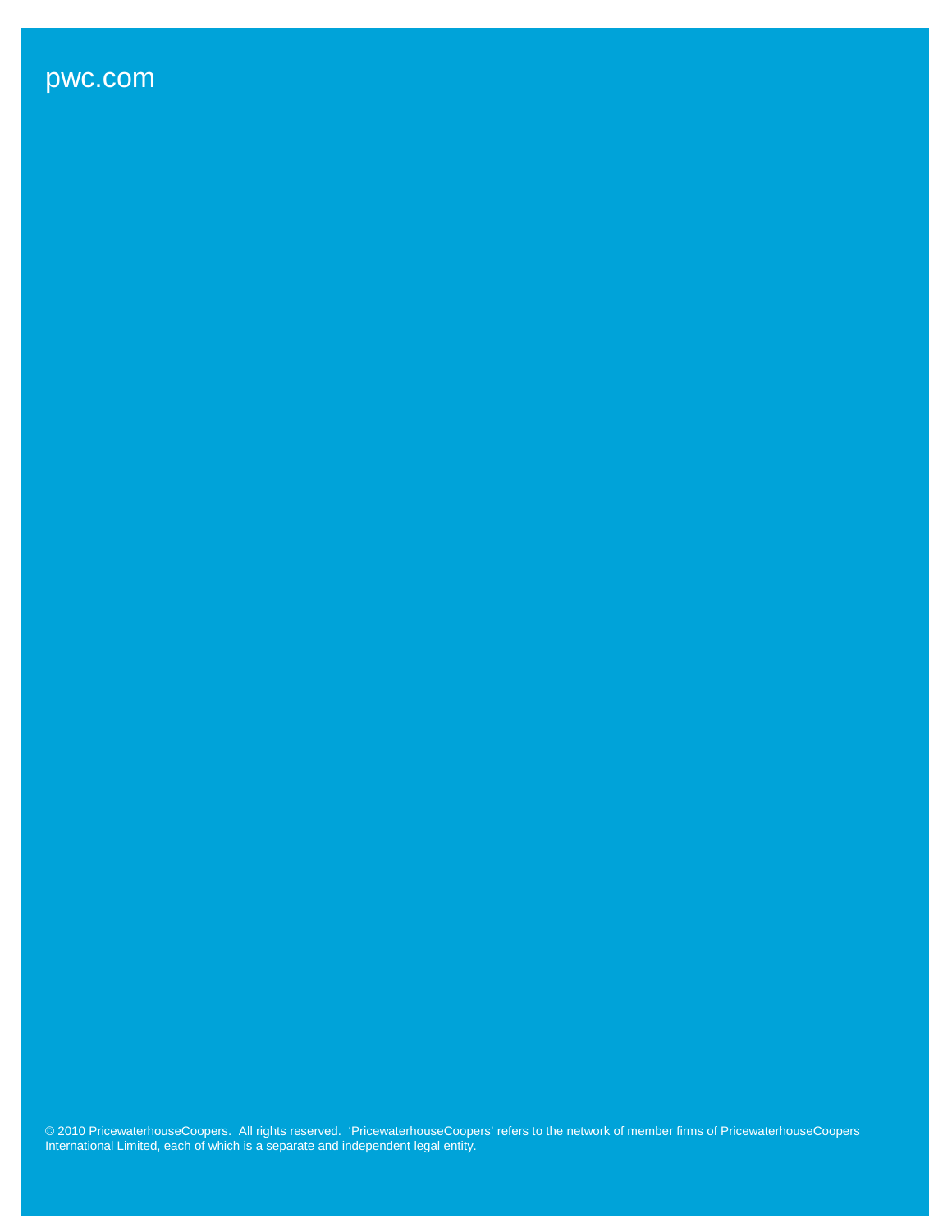pwc.com

© 2010 PricewaterhouseCoopers. All rights reserved. 'PricewaterhouseCoopers' refers to the network of member firms of PricewaterhouseCoopers International Limited, each of which is a separate and independent legal entity.